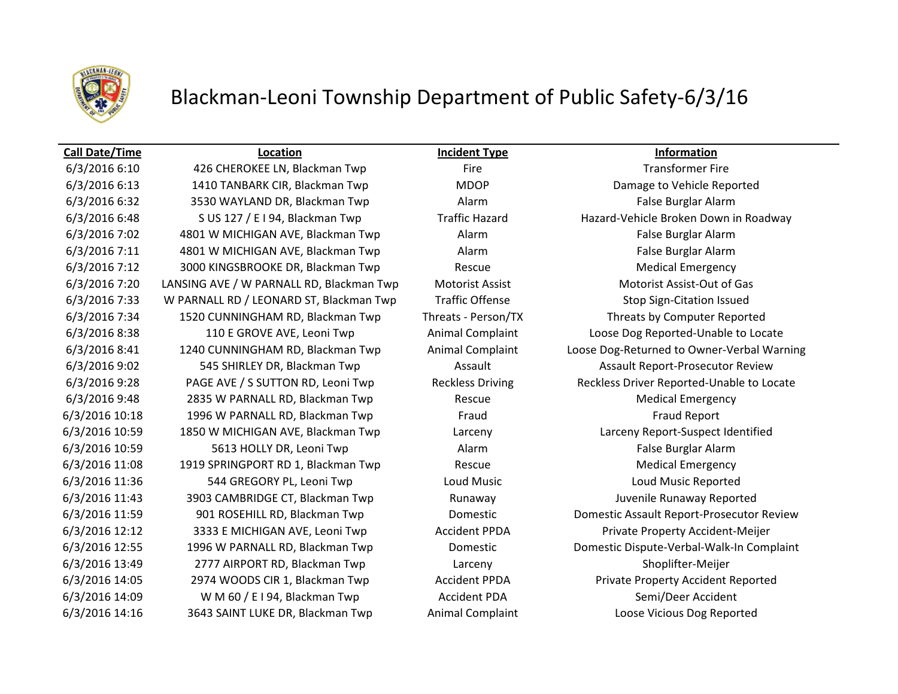# Blackman-Leoni Township Department of Public Safety-6/3/16

| Call Date/Time | Location | Incident Type | Information |
|---|---|---|---|
| 6/3/2016 6:10 | 426 CHEROKEE LN, Blackman Twp | Fire | Transformer Fire |
| 6/3/2016 6:13 | 1410 TANBARK CIR, Blackman Twp | MDOP | Damage to Vehicle Reported |
| 6/3/2016 6:32 | 3530 WAYLAND DR, Blackman Twp | Alarm | False Burglar Alarm |
| 6/3/2016 6:48 | S US 127 / E I 94, Blackman Twp | Traffic Hazard | Hazard-Vehicle Broken Down in Roadway |
| 6/3/2016 7:02 | 4801 W MICHIGAN AVE, Blackman Twp | Alarm | False Burglar Alarm |
| 6/3/2016 7:11 | 4801 W MICHIGAN AVE, Blackman Twp | Alarm | False Burglar Alarm |
| 6/3/2016 7:12 | 3000 KINGSBROOKE DR, Blackman Twp | Rescue | Medical Emergency |
| 6/3/2016 7:20 | LANSING AVE / W PARNALL RD, Blackman Twp | Motorist Assist | Motorist Assist-Out of Gas |
| 6/3/2016 7:33 | W PARNALL RD / LEONARD ST, Blackman Twp | Traffic Offense | Stop Sign-Citation Issued |
| 6/3/2016 7:34 | 1520 CUNNINGHAM RD, Blackman Twp | Threats - Person/TX | Threats by Computer Reported |
| 6/3/2016 8:38 | 110 E GROVE AVE, Leoni Twp | Animal Complaint | Loose Dog Reported-Unable to Locate |
| 6/3/2016 8:41 | 1240 CUNNINGHAM RD, Blackman Twp | Animal Complaint | Loose Dog-Returned to Owner-Verbal Warning |
| 6/3/2016 9:02 | 545 SHIRLEY DR, Blackman Twp | Assault | Assault Report-Prosecutor Review |
| 6/3/2016 9:28 | PAGE AVE / S SUTTON RD, Leoni Twp | Reckless Driving | Reckless Driver Reported-Unable to Locate |
| 6/3/2016 9:48 | 2835 W PARNALL RD, Blackman Twp | Rescue | Medical Emergency |
| 6/3/2016 10:18 | 1996 W PARNALL RD, Blackman Twp | Fraud | Fraud Report |
| 6/3/2016 10:59 | 1850 W MICHIGAN AVE, Blackman Twp | Larceny | Larceny Report-Suspect Identified |
| 6/3/2016 10:59 | 5613 HOLLY DR, Leoni Twp | Alarm | False Burglar Alarm |
| 6/3/2016 11:08 | 1919 SPRINGPORT RD 1, Blackman Twp | Rescue | Medical Emergency |
| 6/3/2016 11:36 | 544 GREGORY PL, Leoni Twp | Loud Music | Loud Music Reported |
| 6/3/2016 11:43 | 3903 CAMBRIDGE CT, Blackman Twp | Runaway | Juvenile Runaway Reported |
| 6/3/2016 11:59 | 901 ROSEHILL RD, Blackman Twp | Domestic | Domestic Assault Report-Prosecutor Review |
| 6/3/2016 12:12 | 3333 E MICHIGAN AVE, Leoni Twp | Accident PPDA | Private Property Accident-Meijer |
| 6/3/2016 12:55 | 1996 W PARNALL RD, Blackman Twp | Domestic | Domestic Dispute-Verbal-Walk-In Complaint |
| 6/3/2016 13:49 | 2777 AIRPORT RD, Blackman Twp | Larceny | Shoplifter-Meijer |
| 6/3/2016 14:05 | 2974 WOODS CIR 1, Blackman Twp | Accident PPDA | Private Property Accident Reported |
| 6/3/2016 14:09 | W M 60 / E I 94, Blackman Twp | Accident PDA | Semi/Deer Accident |
| 6/3/2016 14:16 | 3643 SAINT LUKE DR, Blackman Twp | Animal Complaint | Loose Vicious Dog Reported |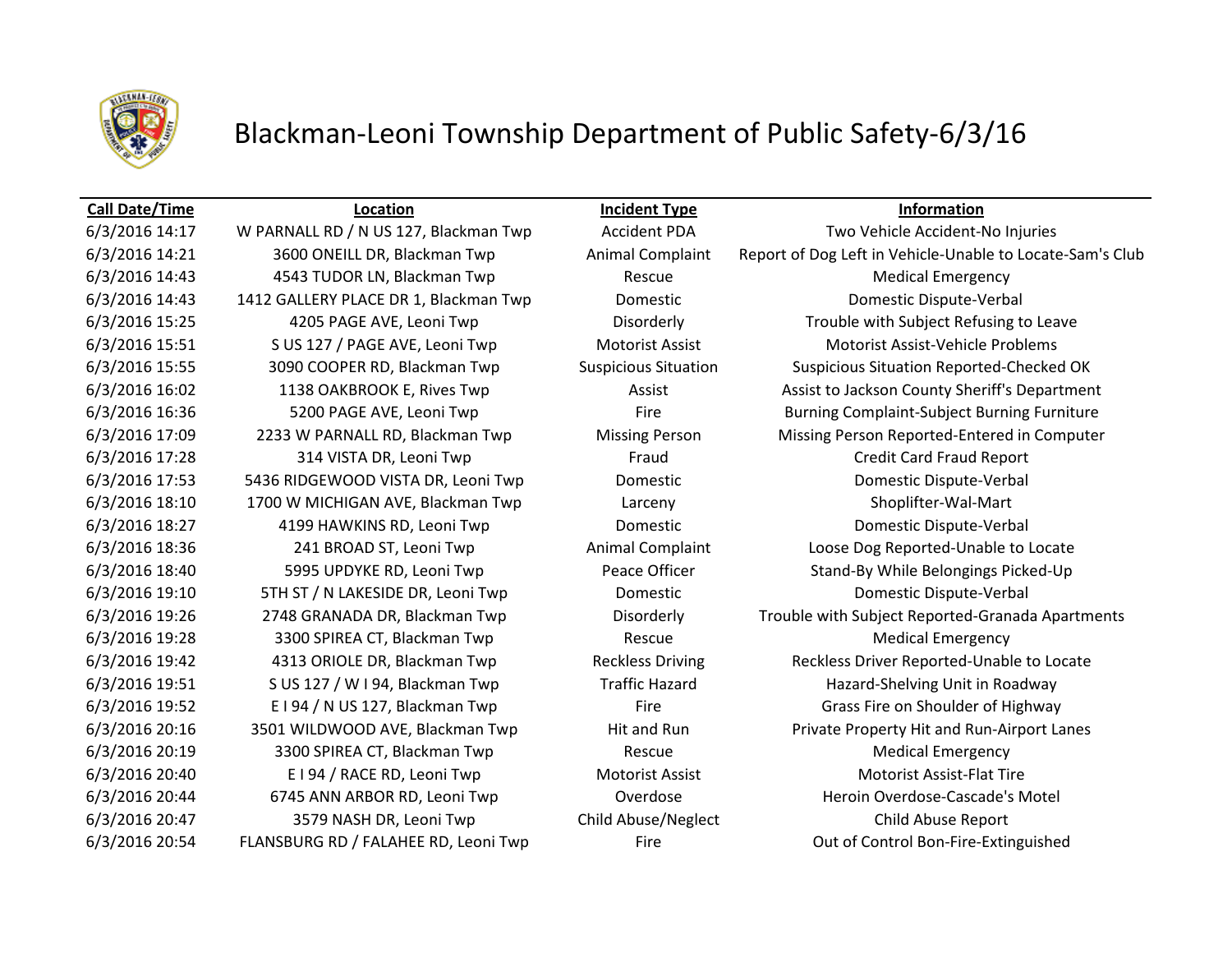# Blackman-Leoni Township Department of Public Safety-6/3/16

| Call Date/Time | Location | Incident Type | Information |
| --- | --- | --- | --- |
| 6/3/2016 14:17 | W PARNALL RD / N US 127, Blackman Twp | Accident PDA | Two Vehicle Accident-No Injuries |
| 6/3/2016 14:21 | 3600 ONEILL DR, Blackman Twp | Animal Complaint | Report of Dog Left in Vehicle-Unable to Locate-Sam's Club |
| 6/3/2016 14:43 | 4543 TUDOR LN, Blackman Twp | Rescue | Medical Emergency |
| 6/3/2016 14:43 | 1412 GALLERY PLACE DR 1, Blackman Twp | Domestic | Domestic Dispute-Verbal |
| 6/3/2016 15:25 | 4205 PAGE AVE, Leoni Twp | Disorderly | Trouble with Subject Refusing to Leave |
| 6/3/2016 15:51 | S US 127 / PAGE AVE, Leoni Twp | Motorist Assist | Motorist Assist-Vehicle Problems |
| 6/3/2016 15:55 | 3090 COOPER RD, Blackman Twp | Suspicious Situation | Suspicious Situation Reported-Checked OK |
| 6/3/2016 16:02 | 1138 OAKBROOK E, Rives Twp | Assist | Assist to Jackson County Sheriff's Department |
| 6/3/2016 16:36 | 5200 PAGE AVE, Leoni Twp | Fire | Burning Complaint-Subject Burning Furniture |
| 6/3/2016 17:09 | 2233 W PARNALL RD, Blackman Twp | Missing Person | Missing Person Reported-Entered in Computer |
| 6/3/2016 17:28 | 314 VISTA DR, Leoni Twp | Fraud | Credit Card Fraud Report |
| 6/3/2016 17:53 | 5436 RIDGEWOOD VISTA DR, Leoni Twp | Domestic | Domestic Dispute-Verbal |
| 6/3/2016 18:10 | 1700 W MICHIGAN AVE, Blackman Twp | Larceny | Shoplifter-Wal-Mart |
| 6/3/2016 18:27 | 4199 HAWKINS RD, Leoni Twp | Domestic | Domestic Dispute-Verbal |
| 6/3/2016 18:36 | 241 BROAD ST, Leoni Twp | Animal Complaint | Loose Dog Reported-Unable to Locate |
| 6/3/2016 18:40 | 5995 UPDYKE RD, Leoni Twp | Peace Officer | Stand-By While Belongings Picked-Up |
| 6/3/2016 19:10 | 5TH ST / N LAKESIDE DR, Leoni Twp | Domestic | Domestic Dispute-Verbal |
| 6/3/2016 19:26 | 2748 GRANADA DR, Blackman Twp | Disorderly | Trouble with Subject Reported-Granada Apartments |
| 6/3/2016 19:28 | 3300 SPIREA CT, Blackman Twp | Rescue | Medical Emergency |
| 6/3/2016 19:42 | 4313 ORIOLE DR, Blackman Twp | Reckless Driving | Reckless Driver Reported-Unable to Locate |
| 6/3/2016 19:51 | S US 127 / W I 94, Blackman Twp | Traffic Hazard | Hazard-Shelving Unit in Roadway |
| 6/3/2016 19:52 | E I 94 / N US 127, Blackman Twp | Fire | Grass Fire on Shoulder of Highway |
| 6/3/2016 20:16 | 3501 WILDWOOD AVE, Blackman Twp | Hit and Run | Private Property Hit and Run-Airport Lanes |
| 6/3/2016 20:19 | 3300 SPIREA CT, Blackman Twp | Rescue | Medical Emergency |
| 6/3/2016 20:40 | E I 94 / RACE RD, Leoni Twp | Motorist Assist | Motorist Assist-Flat Tire |
| 6/3/2016 20:44 | 6745 ANN ARBOR RD, Leoni Twp | Overdose | Heroin Overdose-Cascade's Motel |
| 6/3/2016 20:47 | 3579 NASH DR, Leoni Twp | Child Abuse/Neglect | Child Abuse Report |
| 6/3/2016 20:54 | FLANSBURG RD / FALAHEE RD, Leoni Twp | Fire | Out of Control Bon-Fire-Extinguished |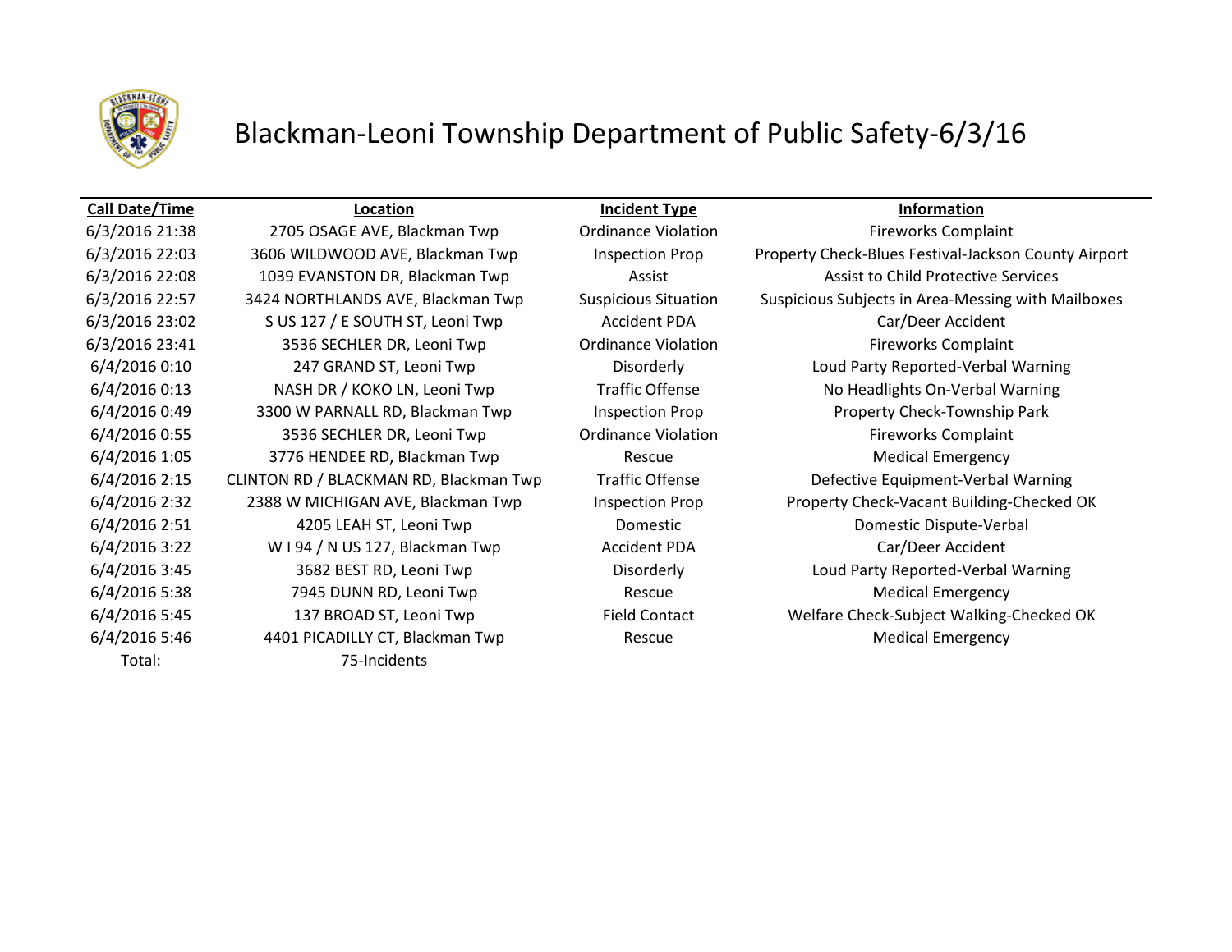# Blackman-Leoni Township Department of Public Safety-6/3/16

| Call Date/Time | Location | Incident Type | Information |
|---|---|---|---|
| 6/3/2016 21:38 | 2705 OSAGE AVE, Blackman Twp | Ordinance Violation | Fireworks Complaint |
| 6/3/2016 22:03 | 3606 WILDWOOD AVE, Blackman Twp | Inspection Prop | Property Check-Blues Festival-Jackson County Airport |
| 6/3/2016 22:08 | 1039 EVANSTON DR, Blackman Twp | Assist | Assist to Child Protective Services |
| 6/3/2016 22:57 | 3424 NORTHLANDS AVE, Blackman Twp | Suspicious Situation | Suspicious Subjects in Area-Messing with Mailboxes |
| 6/3/2016 23:02 | S US 127 / E SOUTH ST, Leoni Twp | Accident PDA | Car/Deer Accident |
| 6/3/2016 23:41 | 3536 SECHLER DR, Leoni Twp | Ordinance Violation | Fireworks Complaint |
| 6/4/2016 0:10 | 247 GRAND ST, Leoni Twp | Disorderly | Loud Party Reported-Verbal Warning |
| 6/4/2016 0:13 | NASH DR / KOKO LN, Leoni Twp | Traffic Offense | No Headlights On-Verbal Warning |
| 6/4/2016 0:49 | 3300 W PARNALL RD, Blackman Twp | Inspection Prop | Property Check-Township Park |
| 6/4/2016 0:55 | 3536 SECHLER DR, Leoni Twp | Ordinance Violation | Fireworks Complaint |
| 6/4/2016 1:05 | 3776 HENDEE RD, Blackman Twp | Rescue | Medical Emergency |
| 6/4/2016 2:15 | CLINTON RD / BLACKMAN RD, Blackman Twp | Traffic Offense | Defective Equipment-Verbal Warning |
| 6/4/2016 2:32 | 2388 W MICHIGAN AVE, Blackman Twp | Inspection Prop | Property Check-Vacant Building-Checked OK |
| 6/4/2016 2:51 | 4205 LEAH ST, Leoni Twp | Domestic | Domestic Dispute-Verbal |
| 6/4/2016 3:22 | W I 94 / N US 127, Blackman Twp | Accident PDA | Car/Deer Accident |
| 6/4/2016 3:45 | 3682 BEST RD, Leoni Twp | Disorderly | Loud Party Reported-Verbal Warning |
| 6/4/2016 5:38 | 7945 DUNN RD, Leoni Twp | Rescue | Medical Emergency |
| 6/4/2016 5:45 | 137 BROAD ST, Leoni Twp | Field Contact | Welfare Check-Subject Walking-Checked OK |
| 6/4/2016 5:46 | 4401 PICADILLY CT, Blackman Twp | Rescue | Medical Emergency |
| Total: | 75-Incidents | | |